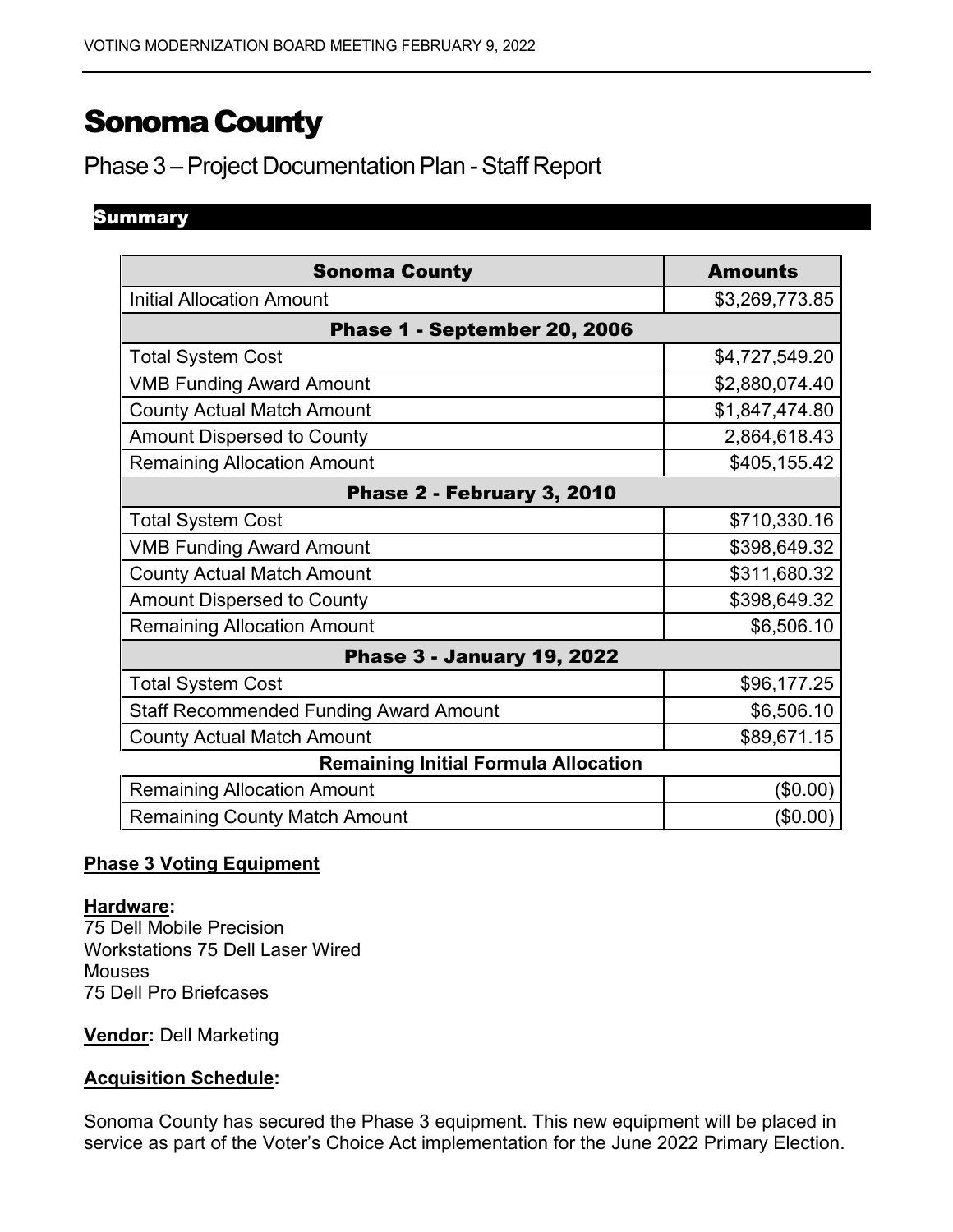# Sonoma County

## Phase 3 – Project Documentation Plan - Staff Report

### Summary

| Sonoma County | Amounts |
| --- | --- |
| Initial Allocation Amount | $3,269,773.85 |
| **Phase 1 - September 20, 2006** | |
| Total System Cost | $4,727,549.20 |
| VMB Funding Award Amount | $2,880,074.40 |
| County Actual Match Amount | $1,847,474.80 |
| Amount Dispersed to County | 2,864,618.43 |
| Remaining Allocation Amount | $405,155.42 |
| **Phase 2 - February 3, 2010** | |
| Total System Cost | $710,330.16 |
| VMB Funding Award Amount | $398,649.32 |
| County Actual Match Amount | $311,680.32 |
| Amount Dispersed to County | $398,649.32 |
| Remaining Allocation Amount | $6,506.10 |
| **Phase 3 - January 19, 2022** | |
| Total System Cost | $96,177.25 |
| Staff Recommended Funding Award Amount | $6,506.10 |
| County Actual Match Amount | $89,671.15 |
| **Remaining Initial Formula Allocation** | |
| Remaining Allocation Amount | ($0.00) |
| Remaining County Match Amount | ($0.00) |

**Phase 3 Voting Equipment**

**Hardware:**
75 Dell Mobile Precision
Workstations 75 Dell Laser Wired
Mouses
75 Dell Pro Briefcases

**Vendor:** Dell Marketing

**Acquisition Schedule:**

Sonoma County has secured the Phase 3 equipment. This new equipment will be placed in service as part of the Voter's Choice Act implementation for the June 2022 Primary Election.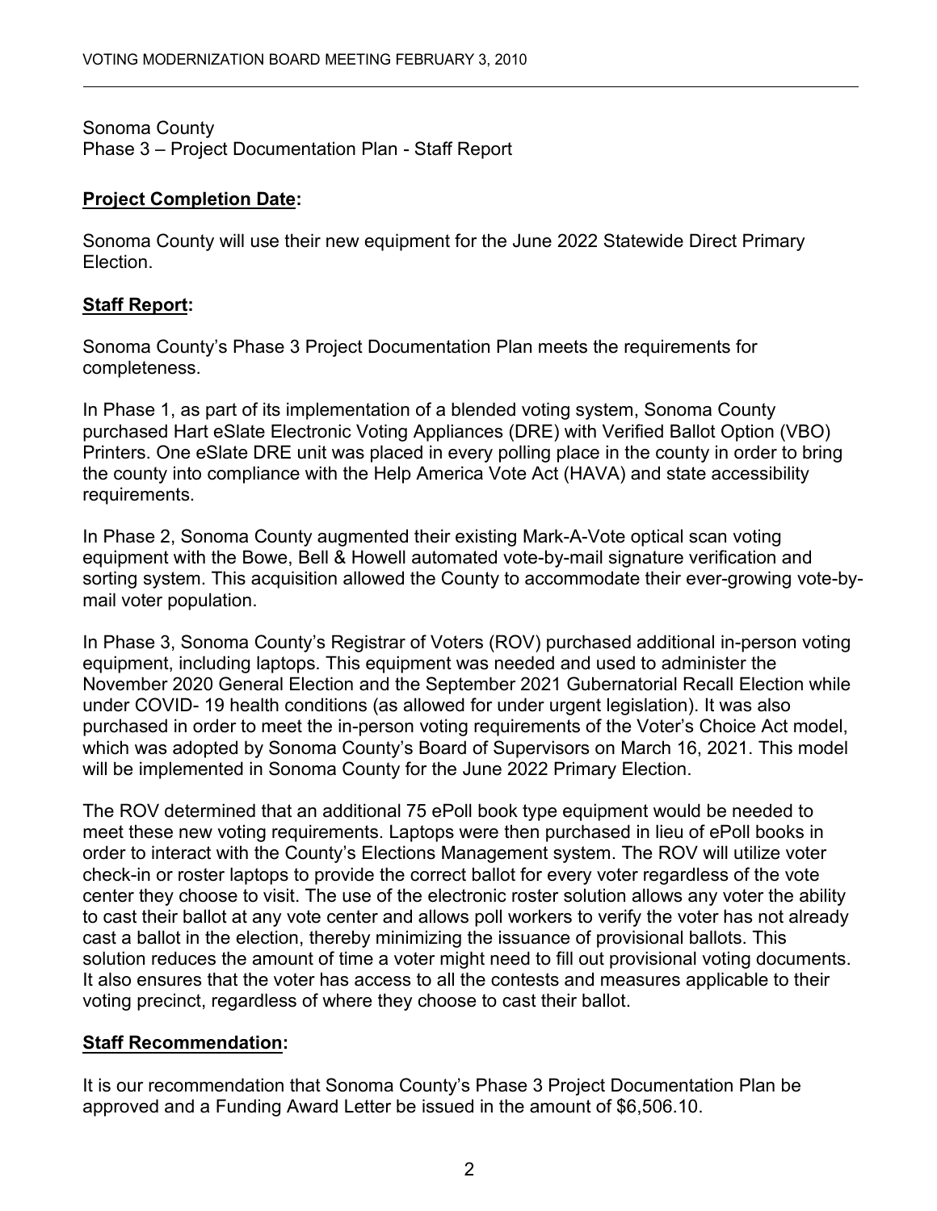Sonoma County
Phase 3 – Project Documentation Plan - Staff Report

**Project Completion Date:**

Sonoma County will use their new equipment for the June 2022 Statewide Direct Primary Election.

**Staff Report:**

Sonoma County's Phase 3 Project Documentation Plan meets the requirements for completeness.

In Phase 1, as part of its implementation of a blended voting system, Sonoma County purchased Hart eSlate Electronic Voting Appliances (DRE) with Verified Ballot Option (VBO) Printers. One eSlate DRE unit was placed in every polling place in the county in order to bring the county into compliance with the Help America Vote Act (HAVA) and state accessibility requirements.

In Phase 2, Sonoma County augmented their existing Mark-A-Vote optical scan voting equipment with the Bowe, Bell & Howell automated vote-by-mail signature verification and sorting system. This acquisition allowed the County to accommodate their ever-growing vote-by-mail voter population.

In Phase 3, Sonoma County's Registrar of Voters (ROV) purchased additional in-person voting equipment, including laptops. This equipment was needed and used to administer the November 2020 General Election and the September 2021 Gubernatorial Recall Election while under COVID- 19 health conditions (as allowed for under urgent legislation). It was also purchased in order to meet the in-person voting requirements of the Voter's Choice Act model, which was adopted by Sonoma County's Board of Supervisors on March 16, 2021. This model will be implemented in Sonoma County for the June 2022 Primary Election.

The ROV determined that an additional 75 ePoll book type equipment would be needed to meet these new voting requirements. Laptops were then purchased in lieu of ePoll books in order to interact with the County's Elections Management system. The ROV will utilize voter check-in or roster laptops to provide the correct ballot for every voter regardless of the vote center they choose to visit. The use of the electronic roster solution allows any voter the ability to cast their ballot at any vote center and allows poll workers to verify the voter has not already cast a ballot in the election, thereby minimizing the issuance of provisional ballots. This solution reduces the amount of time a voter might need to fill out provisional voting documents. It also ensures that the voter has access to all the contests and measures applicable to their voting precinct, regardless of where they choose to cast their ballot.

**Staff Recommendation:**

It is our recommendation that Sonoma County's Phase 3 Project Documentation Plan be approved and a Funding Award Letter be issued in the amount of $6,506.10.